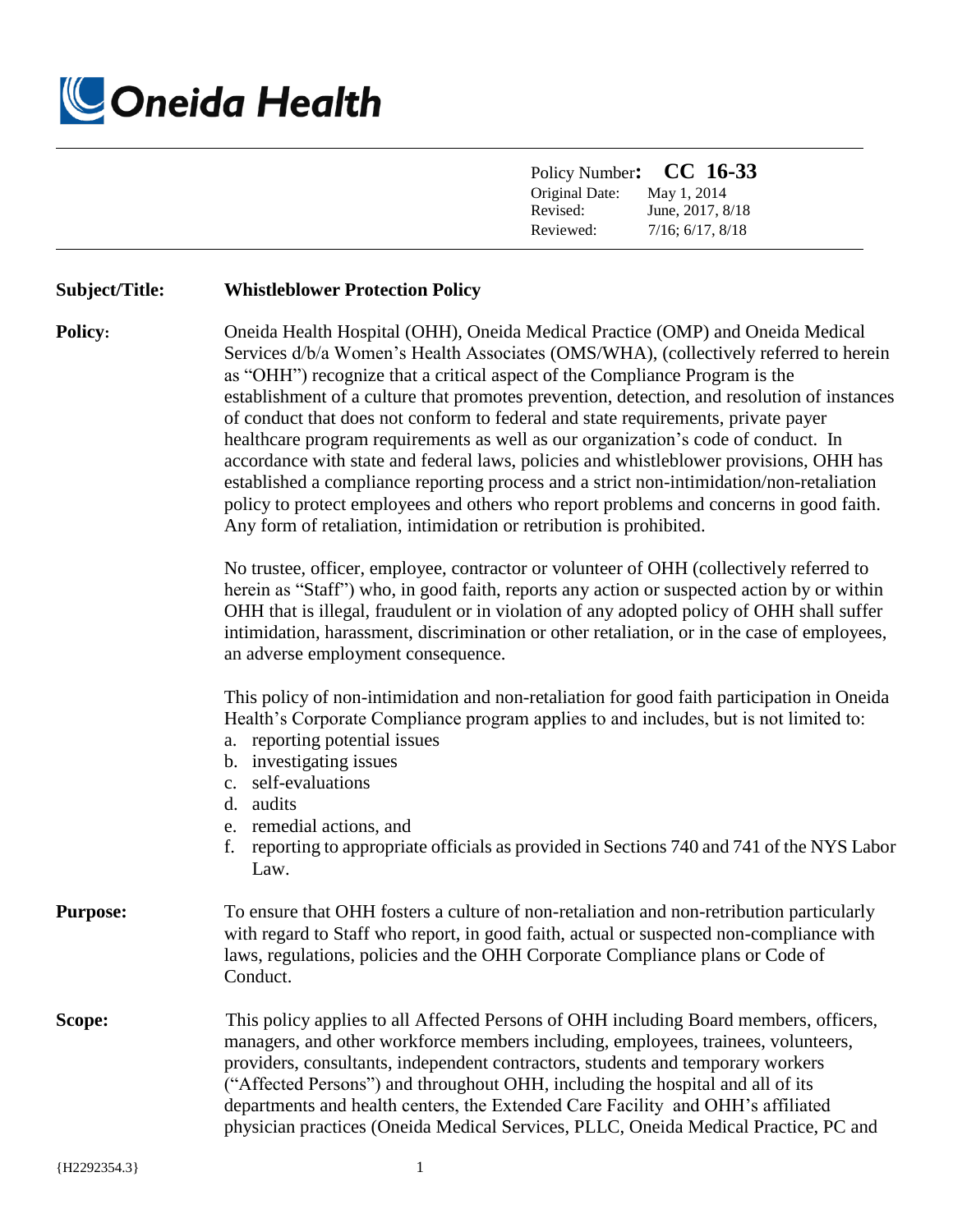Oneida Health

| | |
|---|---|
| Policy Number: | **CC 16-33** |
| Original Date: | May 1, 2014 |
| Revised: | June, 2017, 8/18 |
| Reviewed: | 7/16; 6/17, 8/18 |

**Subject/Title:** **Whistleblower Protection Policy**

**Policy:**

Oneida Health Hospital (OHH), Oneida Medical Practice (OMP) and Oneida Medical Services d/b/a Women's Health Associates (OMS/WHA), (collectively referred to herein as "OHH") recognize that a critical aspect of the Compliance Program is the establishment of a culture that promotes prevention, detection, and resolution of instances of conduct that does not conform to federal and state requirements, private payer healthcare program requirements as well as our organization's code of conduct. In accordance with state and federal laws, policies and whistleblower provisions, OHH has established a compliance reporting process and a strict non-intimidation/non-retaliation policy to protect employees and others who report problems and concerns in good faith. Any form of retaliation, intimidation or retribution is prohibited.

No trustee, officer, employee, contractor or volunteer of OHH (collectively referred to herein as "Staff") who, in good faith, reports any action or suspected action by or within OHH that is illegal, fraudulent or in violation of any adopted policy of OHH shall suffer intimidation, harassment, discrimination or other retaliation, or in the case of employees, an adverse employment consequence.

This policy of non-intimidation and non-retaliation for good faith participation in Oneida Health's Corporate Compliance program applies to and includes, but is not limited to:

a. reporting potential issues
b. investigating issues
c. self-evaluations
d. audits
e. remedial actions, and
f. reporting to appropriate officials as provided in Sections 740 and 741 of the NYS Labor Law.

**Purpose:**

To ensure that OHH fosters a culture of non-retaliation and non-retribution particularly with regard to Staff who report, in good faith, actual or suspected non-compliance with laws, regulations, policies and the OHH Corporate Compliance plans or Code of Conduct.

**Scope:**

This policy applies to all Affected Persons of OHH including Board members, officers, managers, and other workforce members including, employees, trainees, volunteers, providers, consultants, independent contractors, students and temporary workers ("Affected Persons") and throughout OHH, including the hospital and all of its departments and health centers, the Extended Care Facility and OHH's affiliated physician practices (Oneida Medical Services, PLLC, Oneida Medical Practice, PC and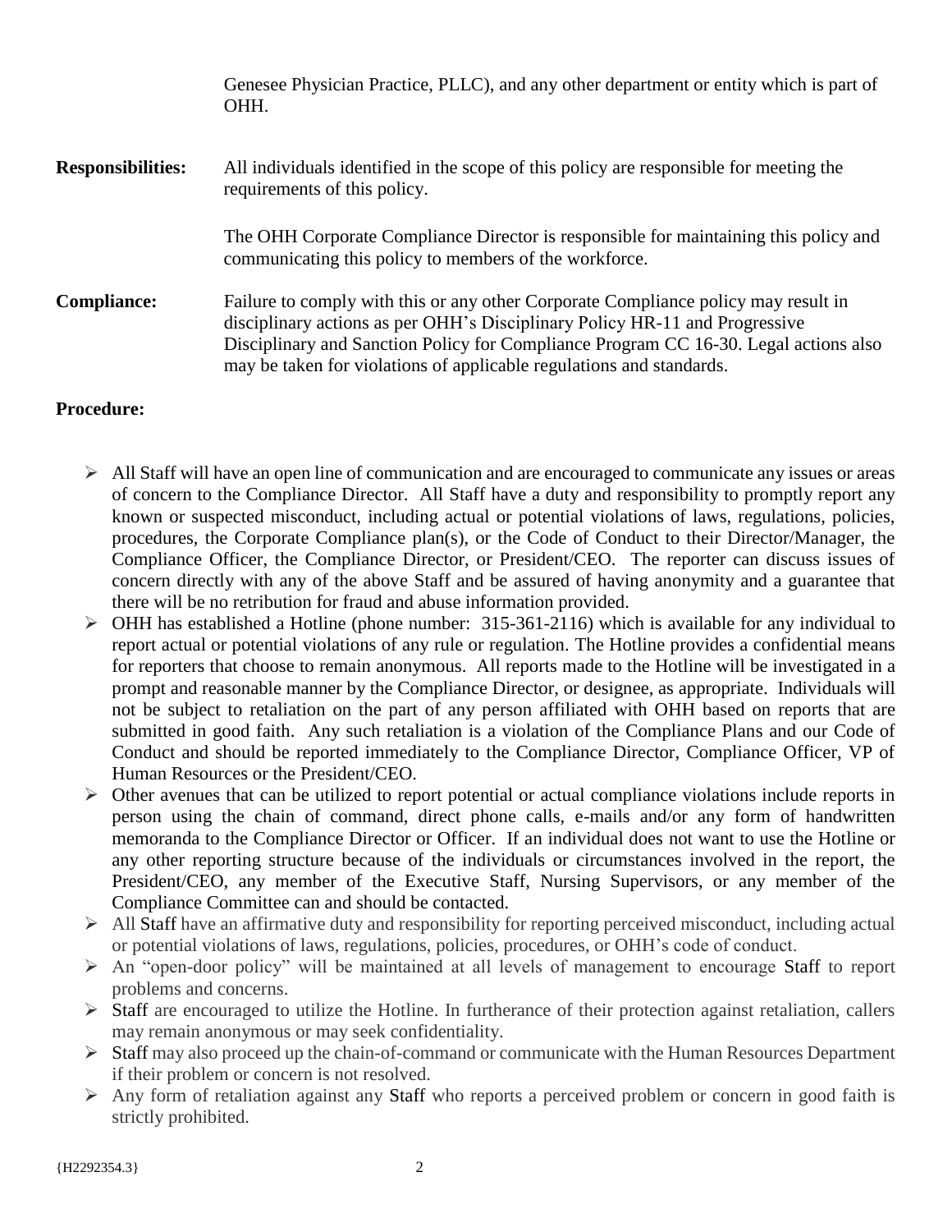Genesee Physician Practice, PLLC), and any other department or entity which is part of OHH.

**Responsibilities:** All individuals identified in the scope of this policy are responsible for meeting the requirements of this policy.

The OHH Corporate Compliance Director is responsible for maintaining this policy and communicating this policy to members of the workforce.

**Compliance:** Failure to comply with this or any other Corporate Compliance policy may result in disciplinary actions as per OHH's Disciplinary Policy HR-11 and Progressive Disciplinary and Sanction Policy for Compliance Program CC 16-30. Legal actions also may be taken for violations of applicable regulations and standards.

**Procedure:**

- All Staff will have an open line of communication and are encouraged to communicate any issues or areas of concern to the Compliance Director. All Staff have a duty and responsibility to promptly report any known or suspected misconduct, including actual or potential violations of laws, regulations, policies, procedures, the Corporate Compliance plan(s), or the Code of Conduct to their Director/Manager, the Compliance Officer, the Compliance Director, or President/CEO. The reporter can discuss issues of concern directly with any of the above Staff and be assured of having anonymity and a guarantee that there will be no retribution for fraud and abuse information provided.
- OHH has established a Hotline (phone number: 315-361-2116) which is available for any individual to report actual or potential violations of any rule or regulation. The Hotline provides a confidential means for reporters that choose to remain anonymous. All reports made to the Hotline will be investigated in a prompt and reasonable manner by the Compliance Director, or designee, as appropriate. Individuals will not be subject to retaliation on the part of any person affiliated with OHH based on reports that are submitted in good faith. Any such retaliation is a violation of the Compliance Plans and our Code of Conduct and should be reported immediately to the Compliance Director, Compliance Officer, VP of Human Resources or the President/CEO.
- Other avenues that can be utilized to report potential or actual compliance violations include reports in person using the chain of command, direct phone calls, e-mails and/or any form of handwritten memoranda to the Compliance Director or Officer. If an individual does not want to use the Hotline or any other reporting structure because of the individuals or circumstances involved in the report, the President/CEO, any member of the Executive Staff, Nursing Supervisors, or any member of the Compliance Committee can and should be contacted.
- All Staff have an affirmative duty and responsibility for reporting perceived misconduct, including actual or potential violations of laws, regulations, policies, procedures, or OHH's code of conduct.
- An "open-door policy" will be maintained at all levels of management to encourage Staff to report problems and concerns.
- Staff are encouraged to utilize the Hotline. In furtherance of their protection against retaliation, callers may remain anonymous or may seek confidentiality.
- Staff may also proceed up the chain-of-command or communicate with the Human Resources Department if their problem or concern is not resolved.
- Any form of retaliation against any Staff who reports a perceived problem or concern in good faith is strictly prohibited.

{H2292354.3}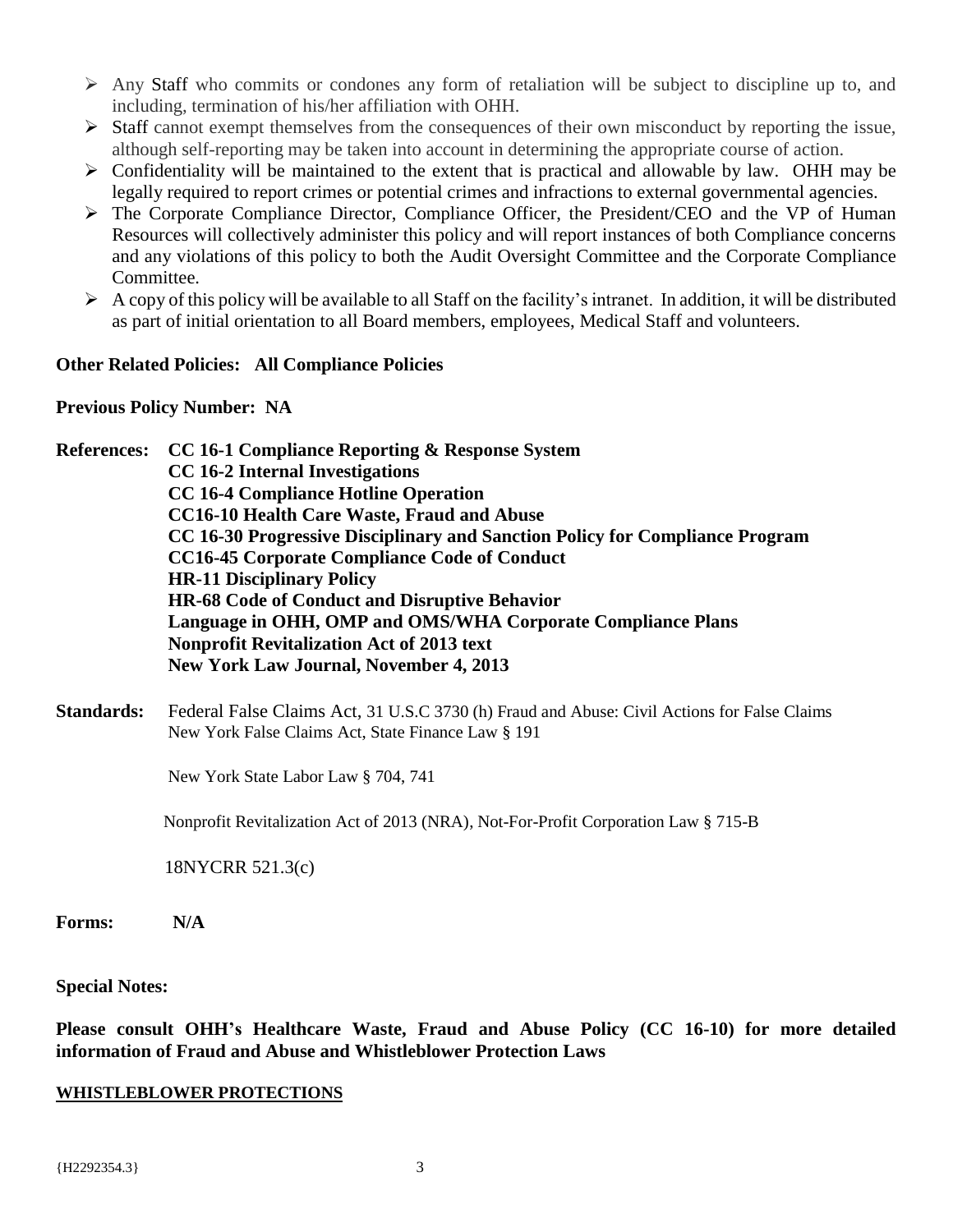- Any Staff who commits or condones any form of retaliation will be subject to discipline up to, and including, termination of his/her affiliation with OHH.
- Staff cannot exempt themselves from the consequences of their own misconduct by reporting the issue, although self-reporting may be taken into account in determining the appropriate course of action.
- Confidentiality will be maintained to the extent that is practical and allowable by law. OHH may be legally required to report crimes or potential crimes and infractions to external governmental agencies.
- The Corporate Compliance Director, Compliance Officer, the President/CEO and the VP of Human Resources will collectively administer this policy and will report instances of both Compliance concerns and any violations of this policy to both the Audit Oversight Committee and the Corporate Compliance Committee.
- A copy of this policy will be available to all Staff on the facility's intranet. In addition, it will be distributed as part of initial orientation to all Board members, employees, Medical Staff and volunteers.

**Other Related Policies: All Compliance Policies**

**Previous Policy Number: NA**

**References:**
**CC 16-1 Compliance Reporting & Response System**
**CC 16-2 Internal Investigations**
**CC 16-4 Compliance Hotline Operation**
**CC16-10 Health Care Waste, Fraud and Abuse**
**CC 16-30 Progressive Disciplinary and Sanction Policy for Compliance Program**
**CC16-45 Corporate Compliance Code of Conduct**
**HR-11 Disciplinary Policy**
**HR-68 Code of Conduct and Disruptive Behavior**
**Language in OHH, OMP and OMS/WHA Corporate Compliance Plans**
**Nonprofit Revitalization Act of 2013 text**
**New York Law Journal, November 4, 2013**

**Standards:** Federal False Claims Act, 31 U.S.C 3730 (h) Fraud and Abuse: Civil Actions for False Claims
New York False Claims Act, State Finance Law § 191

New York State Labor Law § 704, 741

Nonprofit Revitalization Act of 2013 (NRA), Not-For-Profit Corporation Law § 715-B

18NYCRR 521.3(c)

**Forms: N/A**

**Special Notes:**

**Please consult OHH's Healthcare Waste, Fraud and Abuse Policy (CC 16-10) for more detailed information of Fraud and Abuse and Whistleblower Protection Laws**

**<u>WHISTLEBLOWER PROTECTIONS</u>**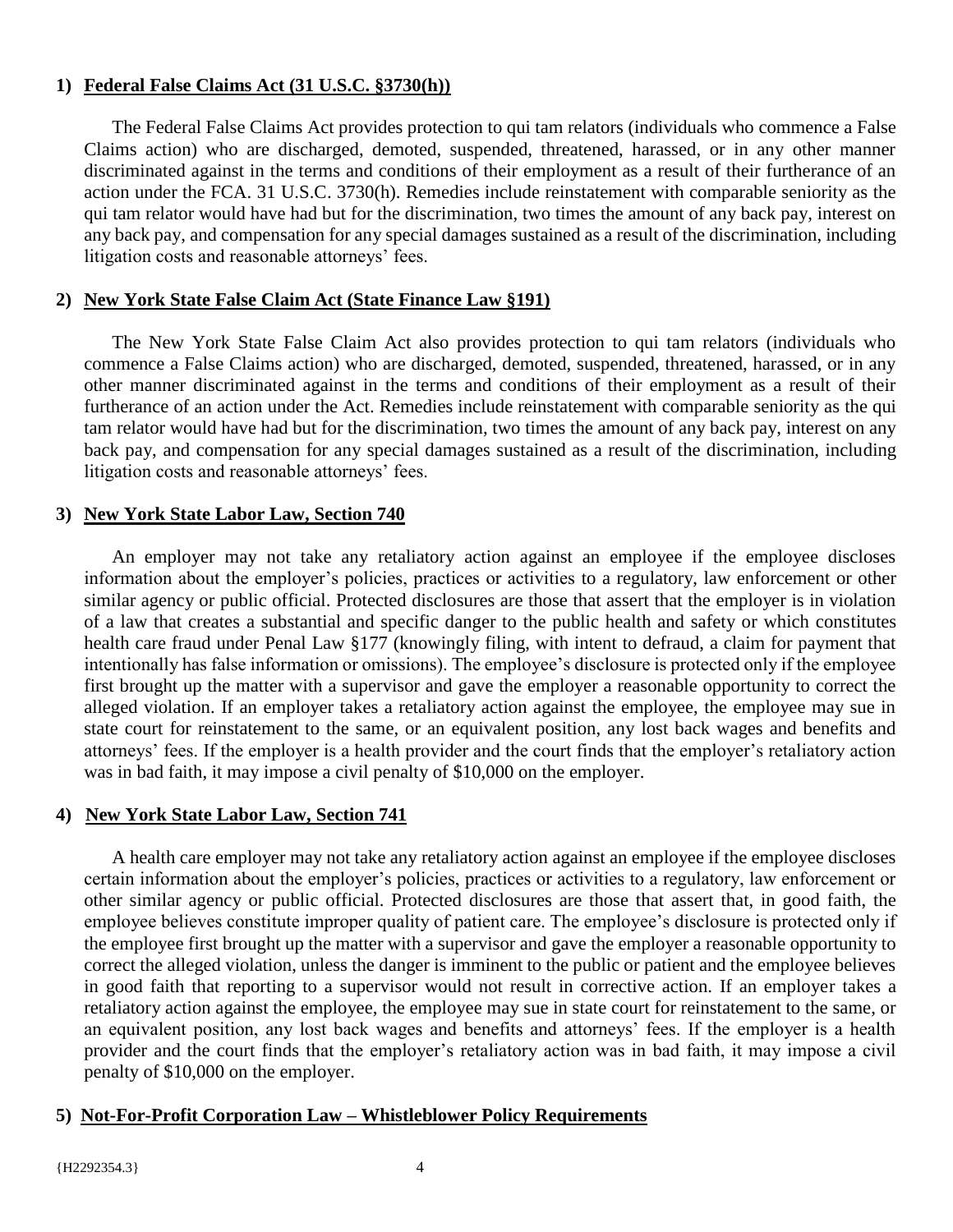**1) Federal False Claims Act (31 U.S.C. §3730(h))**

The Federal False Claims Act provides protection to qui tam relators (individuals who commence a False Claims action) who are discharged, demoted, suspended, threatened, harassed, or in any other manner discriminated against in the terms and conditions of their employment as a result of their furtherance of an action under the FCA. 31 U.S.C. 3730(h). Remedies include reinstatement with comparable seniority as the qui tam relator would have had but for the discrimination, two times the amount of any back pay, interest on any back pay, and compensation for any special damages sustained as a result of the discrimination, including litigation costs and reasonable attorneys' fees.

**2) New York State False Claim Act (State Finance Law §191)**

The New York State False Claim Act also provides protection to qui tam relators (individuals who commence a False Claims action) who are discharged, demoted, suspended, threatened, harassed, or in any other manner discriminated against in the terms and conditions of their employment as a result of their furtherance of an action under the Act. Remedies include reinstatement with comparable seniority as the qui tam relator would have had but for the discrimination, two times the amount of any back pay, interest on any back pay, and compensation for any special damages sustained as a result of the discrimination, including litigation costs and reasonable attorneys' fees.

**3) New York State Labor Law, Section 740**

An employer may not take any retaliatory action against an employee if the employee discloses information about the employer's policies, practices or activities to a regulatory, law enforcement or other similar agency or public official. Protected disclosures are those that assert that the employer is in violation of a law that creates a substantial and specific danger to the public health and safety or which constitutes health care fraud under Penal Law §177 (knowingly filing, with intent to defraud, a claim for payment that intentionally has false information or omissions). The employee's disclosure is protected only if the employee first brought up the matter with a supervisor and gave the employer a reasonable opportunity to correct the alleged violation. If an employer takes a retaliatory action against the employee, the employee may sue in state court for reinstatement to the same, or an equivalent position, any lost back wages and benefits and attorneys' fees. If the employer is a health provider and the court finds that the employer's retaliatory action was in bad faith, it may impose a civil penalty of $10,000 on the employer.

**4) New York State Labor Law, Section 741**

A health care employer may not take any retaliatory action against an employee if the employee discloses certain information about the employer's policies, practices or activities to a regulatory, law enforcement or other similar agency or public official. Protected disclosures are those that assert that, in good faith, the employee believes constitute improper quality of patient care. The employee's disclosure is protected only if the employee first brought up the matter with a supervisor and gave the employer a reasonable opportunity to correct the alleged violation, unless the danger is imminent to the public or patient and the employee believes in good faith that reporting to a supervisor would not result in corrective action. If an employer takes a retaliatory action against the employee, the employee may sue in state court for reinstatement to the same, or an equivalent position, any lost back wages and benefits and attorneys' fees. If the employer is a health provider and the court finds that the employer's retaliatory action was in bad faith, it may impose a civil penalty of $10,000 on the employer.

**5) Not-For-Profit Corporation Law – Whistleblower Policy Requirements**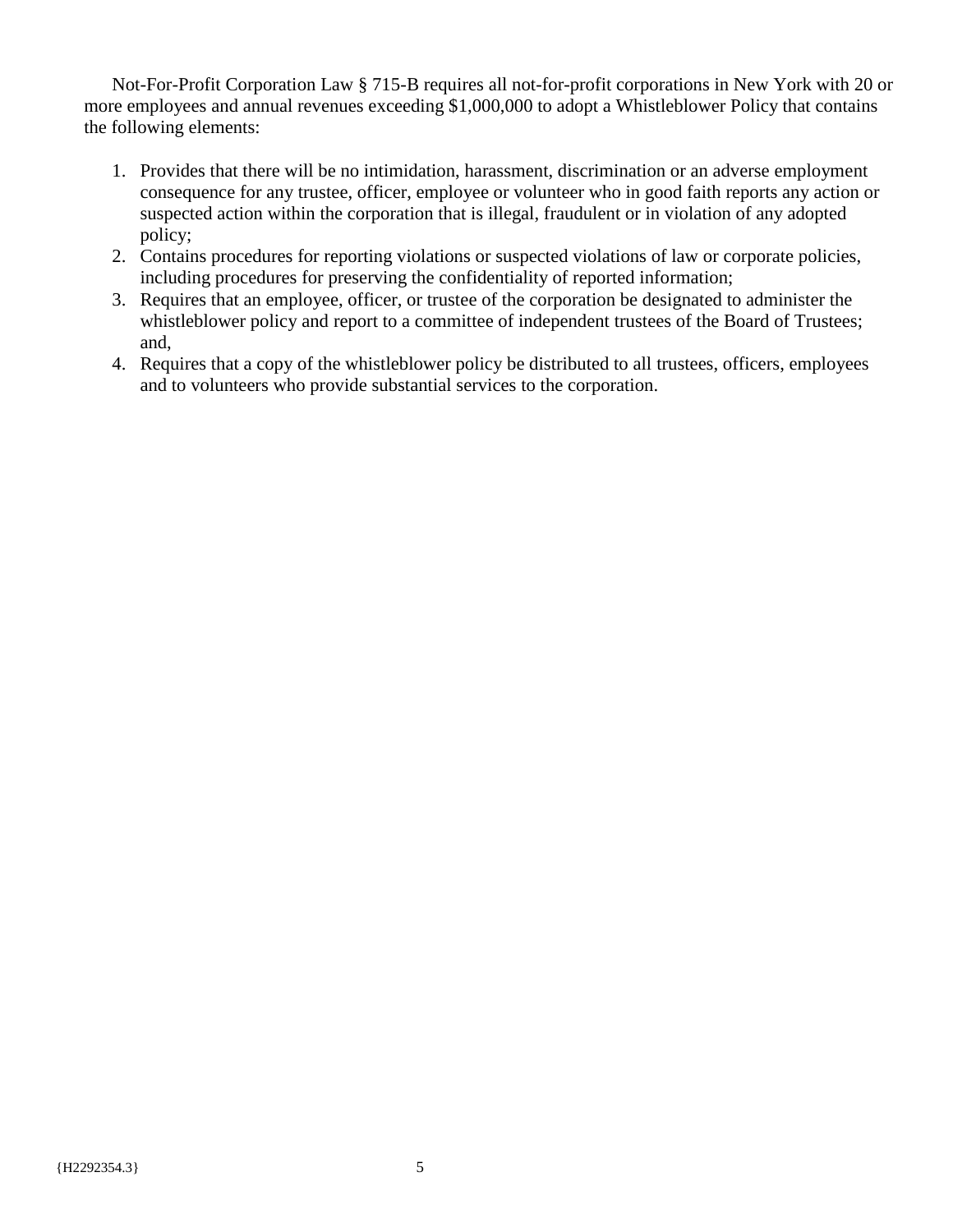Not-For-Profit Corporation Law § 715-B requires all not-for-profit corporations in New York with 20 or more employees and annual revenues exceeding $1,000,000 to adopt a Whistleblower Policy that contains the following elements:

1. Provides that there will be no intimidation, harassment, discrimination or an adverse employment consequence for any trustee, officer, employee or volunteer who in good faith reports any action or suspected action within the corporation that is illegal, fraudulent or in violation of any adopted policy;
2. Contains procedures for reporting violations or suspected violations of law or corporate policies, including procedures for preserving the confidentiality of reported information;
3. Requires that an employee, officer, or trustee of the corporation be designated to administer the whistleblower policy and report to a committee of independent trustees of the Board of Trustees; and,
4. Requires that a copy of the whistleblower policy be distributed to all trustees, officers, employees and to volunteers who provide substantial services to the corporation.